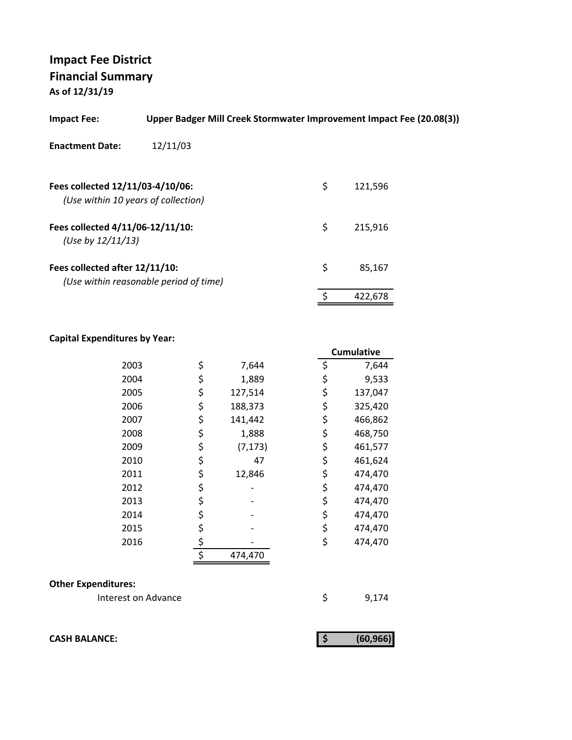# Impact Fee District
## Financial Summary
**As of 12/31/19**

**Impact Fee:** **Upper Badger Mill Creek Stormwater Improvement Impact Fee (20.08(3))**

**Enactment Date:** 12/11/03

| | |
|---|---|
| **Fees collected 12/11/03-4/10/06:** *(Use within 10 years of collection)* | $ 121,596 |
| **Fees collected 4/11/06-12/11/10:** *(Use by 12/11/13)* | $ 215,916 |
| **Fees collected after 12/11/10:** *(Use within reasonable period of time)* | $ 85,167 |
| | $ 422,678 |

**Capital Expenditures by Year:**

| Year | Amount | Cumulative |
|---|---|---|
| 2003 | $ 7,644 | $ 7,644 |
| 2004 | $ 1,889 | $ 9,533 |
| 2005 | $ 127,514 | $ 137,047 |
| 2006 | $ 188,373 | $ 325,420 |
| 2007 | $ 141,442 | $ 466,862 |
| 2008 | $ 1,888 | $ 468,750 |
| 2009 | $ (7,173) | $ 461,577 |
| 2010 | $ 47 | $ 461,624 |
| 2011 | $ 12,846 | $ 474,470 |
| 2012 | $ - | $ 474,470 |
| 2013 | $ - | $ 474,470 |
| 2014 | $ - | $ 474,470 |
| 2015 | $ - | $ 474,470 |
| 2016 | $ - | $ 474,470 |
| | $ 474,470 | |

**Other Expenditures:**

| | |
|---|---|
| Interest on Advance | $ 9,174 |

**CASH BALANCE:** **$ (60,966)**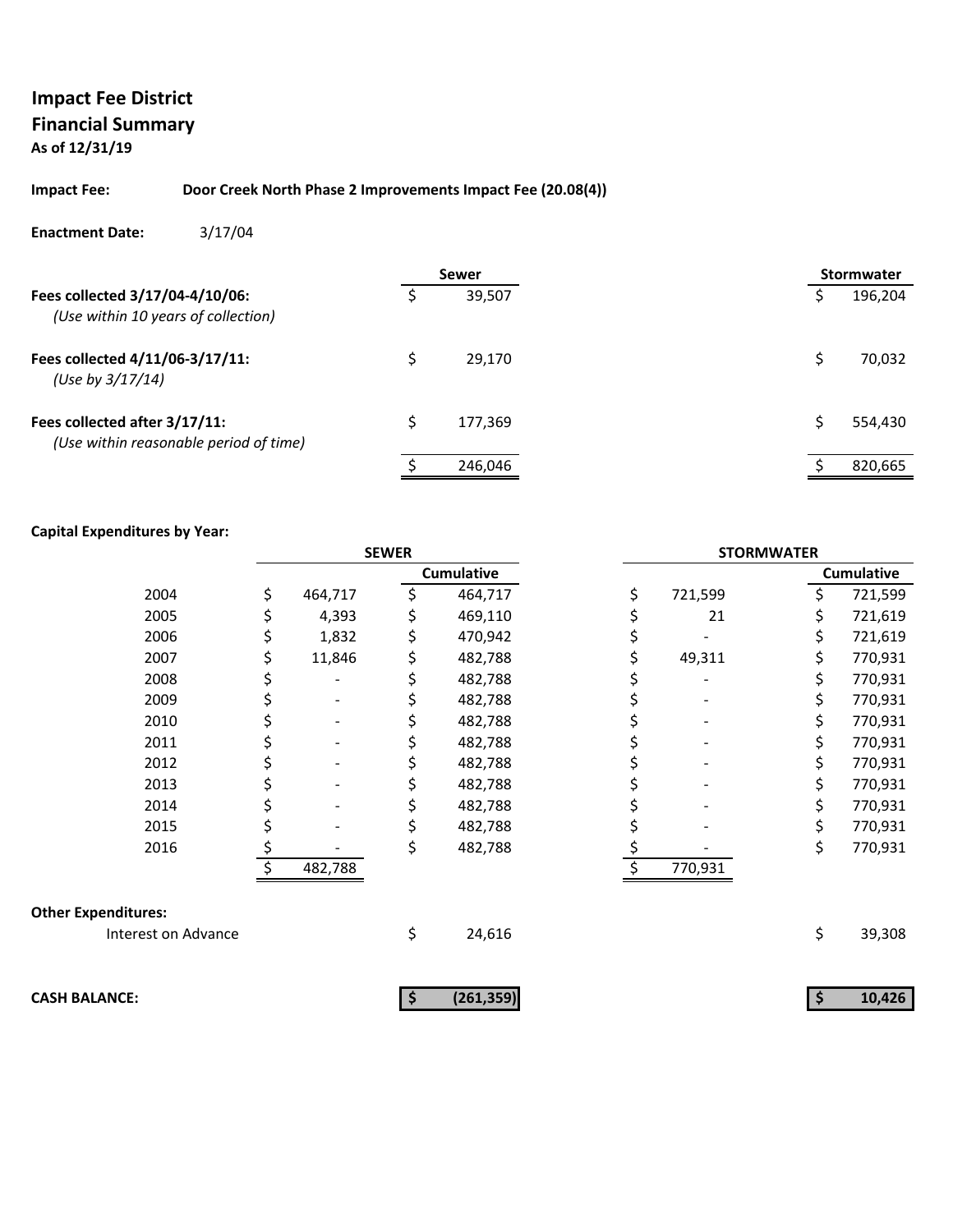**Impact Fee District**
**Financial Summary**
**As of 12/31/19**

**Impact Fee:** **Door Creek North Phase 2 Improvements Impact Fee (20.08(4))**

**Enactment Date:** 3/17/04

| | Sewer | Stormwater |
|---|---|---|
| **Fees collected 3/17/04-4/10/06:** *(Use within 10 years of collection)* | $ 39,507 | $ 196,204 |
| **Fees collected 4/11/06-3/17/11:** *(Use by 3/17/14)* | $ 29,170 | $ 70,032 |
| **Fees collected after 3/17/11:** *(Use within reasonable period of time)* | $ 177,369 | $ 554,430 |
| | $ 246,046 | $ 820,665 |

**Capital Expenditures by Year:**

| | SEWER | | STORMWATER | |
|---|---|---|---|---|
| | | Cumulative | | Cumulative |
| 2004 | $ 464,717 | $ 464,717 | $ 721,599 | $ 721,599 |
| 2005 | $ 4,393 | $ 469,110 | $ 21 | $ 721,619 |
| 2006 | $ 1,832 | $ 470,942 | $ - | $ 721,619 |
| 2007 | $ 11,846 | $ 482,788 | $ 49,311 | $ 770,931 |
| 2008 | $ - | $ 482,788 | $ - | $ 770,931 |
| 2009 | $ - | $ 482,788 | $ - | $ 770,931 |
| 2010 | $ - | $ 482,788 | $ - | $ 770,931 |
| 2011 | $ - | $ 482,788 | $ - | $ 770,931 |
| 2012 | $ - | $ 482,788 | $ - | $ 770,931 |
| 2013 | $ - | $ 482,788 | $ - | $ 770,931 |
| 2014 | $ - | $ 482,788 | $ - | $ 770,931 |
| 2015 | $ - | $ 482,788 | $ - | $ 770,931 |
| 2016 | $ - | $ 482,788 | $ - | $ 770,931 |
| | $ 482,788 | | $ 770,931 | |

**Other Expenditures:**

| | Sewer | Stormwater |
|---|---|---|
| Interest on Advance | $ 24,616 | $ 39,308 |
| **CASH BALANCE:** | **$ (261,359)** | **$ 10,426** |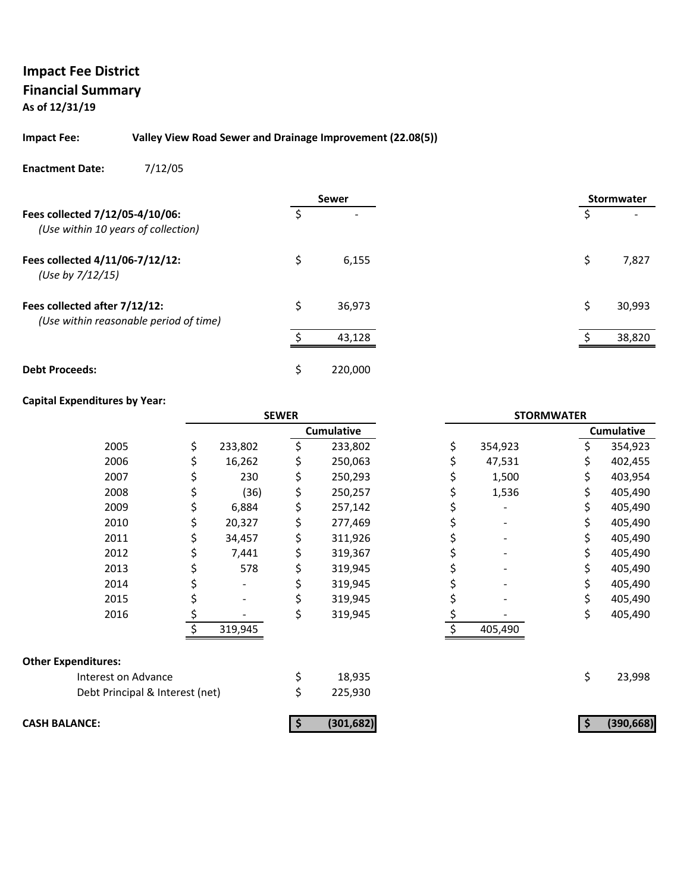## Impact Fee District
## Financial Summary
**As of 12/31/19**

**Impact Fee:** **Valley View Road Sewer and Drainage Improvement (22.08(5))**

**Enactment Date:** 7/12/05

| | Sewer | Stormwater |
|---|---|---|
| **Fees collected 7/12/05-4/10/06:** *(Use within 10 years of collection)* | $ - | $ - |
| **Fees collected 4/11/06-7/12/12:** *(Use by 7/12/15)* | $ 6,155 | $ 7,827 |
| **Fees collected after 7/12/12:** *(Use within reasonable period of time)* | $ 36,973 | $ 30,993 |
| | $ 43,128 | $ 38,820 |
| **Debt Proceeds:** | $ 220,000 | |

**Capital Expenditures by Year:**

| | SEWER | | STORMWATER | |
|---|---|---|---|---|
| | | Cumulative | | Cumulative |
| 2005 | $ 233,802 | $ 233,802 | $ 354,923 | $ 354,923 |
| 2006 | $ 16,262 | $ 250,063 | $ 47,531 | $ 402,455 |
| 2007 | $ 230 | $ 250,293 | $ 1,500 | $ 403,954 |
| 2008 | $ (36) | $ 250,257 | $ 1,536 | $ 405,490 |
| 2009 | $ 6,884 | $ 257,142 | $ - | $ 405,490 |
| 2010 | $ 20,327 | $ 277,469 | $ - | $ 405,490 |
| 2011 | $ 34,457 | $ 311,926 | $ - | $ 405,490 |
| 2012 | $ 7,441 | $ 319,367 | $ - | $ 405,490 |
| 2013 | $ 578 | $ 319,945 | $ - | $ 405,490 |
| 2014 | $ - | $ 319,945 | $ - | $ 405,490 |
| 2015 | $ - | $ 319,945 | $ - | $ 405,490 |
| 2016 | $ - | $ 319,945 | $ - | $ 405,490 |
| | $ 319,945 | | $ 405,490 | |

**Other Expenditures:**

| | Sewer | Stormwater |
|---|---|---|
| Interest on Advance | $ 18,935 | $ 23,998 |
| Debt Principal & Interest (net) | $ 225,930 | |
| **CASH BALANCE:** | **$ (301,682)** | **$ (390,668)** |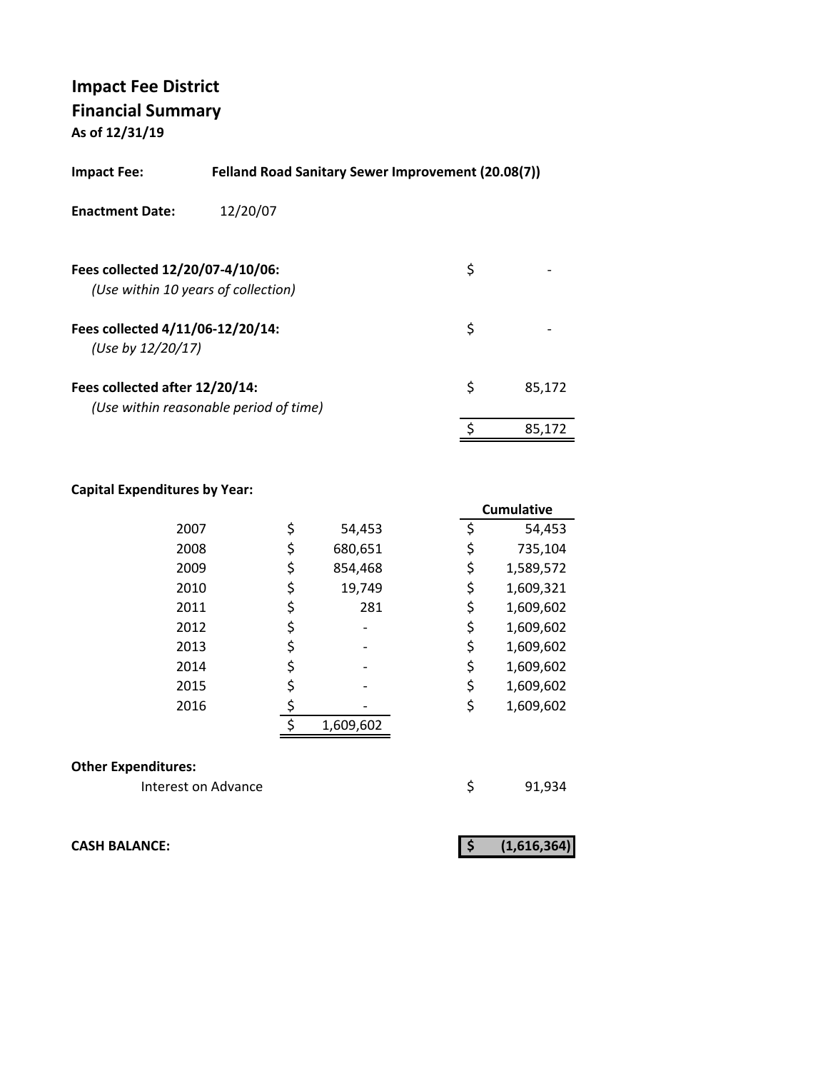# Impact Fee District

## Financial Summary

**As of 12/31/19**

**Impact Fee:** **Felland Road Sanitary Sewer Improvement (20.08(7))**

**Enactment Date:** 12/20/07

| | | |
|---|---|---|
| **Fees collected 12/20/07-4/10/06:** *(Use within 10 years of collection)* | $ | - |
| **Fees collected 4/11/06-12/20/14:** *(Use by 12/20/17)* | $ | - |
| **Fees collected after 12/20/14:** *(Use within reasonable period of time)* | $ | 85,172 |
| | $ | 85,172 |

**Capital Expenditures by Year:**

| Year | | Amount | | Cumulative |
|---|---|---|---|---|
| 2007 | $ | 54,453 | $ | 54,453 |
| 2008 | $ | 680,651 | $ | 735,104 |
| 2009 | $ | 854,468 | $ | 1,589,572 |
| 2010 | $ | 19,749 | $ | 1,609,321 |
| 2011 | $ | 281 | $ | 1,609,602 |
| 2012 | $ | - | $ | 1,609,602 |
| 2013 | $ | - | $ | 1,609,602 |
| 2014 | $ | - | $ | 1,609,602 |
| 2015 | $ | - | $ | 1,609,602 |
| 2016 | $ | - | $ | 1,609,602 |
| | $ | 1,609,602 | | |

**Other Expenditures:**

| | | |
|---|---|---|
| Interest on Advance | $ | 91,934 |

| | | |
|---|---|---|
| **CASH BALANCE:** | **$** | **(1,616,364)** |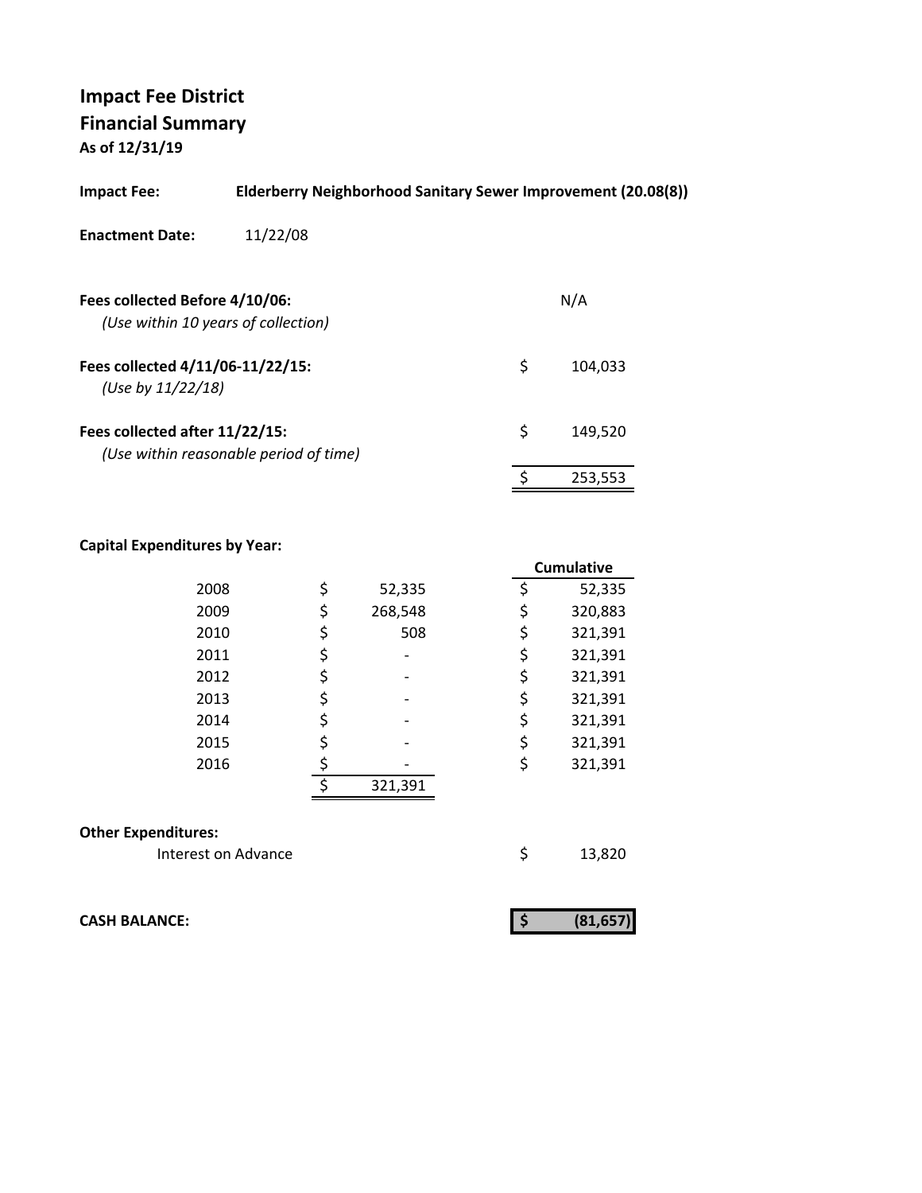# Impact Fee District

## Financial Summary

**As of 12/31/19**

**Impact Fee:** **Elderberry Neighborhood Sanitary Sewer Improvement (20.08(8))**

**Enactment Date:** 11/22/08

| | |
|---|---|
| **Fees collected Before 4/10/06:** *(Use within 10 years of collection)* | N/A |
| **Fees collected 4/11/06-11/22/15:** *(Use by 11/22/18)* | $ 104,033 |
| **Fees collected after 11/22/15:** *(Use within reasonable period of time)* | $ 149,520 |
| | $ 253,553 |

**Capital Expenditures by Year:**

| Year | Amount | Cumulative |
|---|---|---|
| 2008 | $ 52,335 | $ 52,335 |
| 2009 | $ 268,548 | $ 320,883 |
| 2010 | $ 508 | $ 321,391 |
| 2011 | $ - | $ 321,391 |
| 2012 | $ - | $ 321,391 |
| 2013 | $ - | $ 321,391 |
| 2014 | $ - | $ 321,391 |
| 2015 | $ - | $ 321,391 |
| 2016 | $ - | $ 321,391 |
| | $ 321,391 | |

**Other Expenditures:**

| | |
|---|---|
| Interest on Advance | $ 13,820 |

**CASH BALANCE:** **$ (81,657)**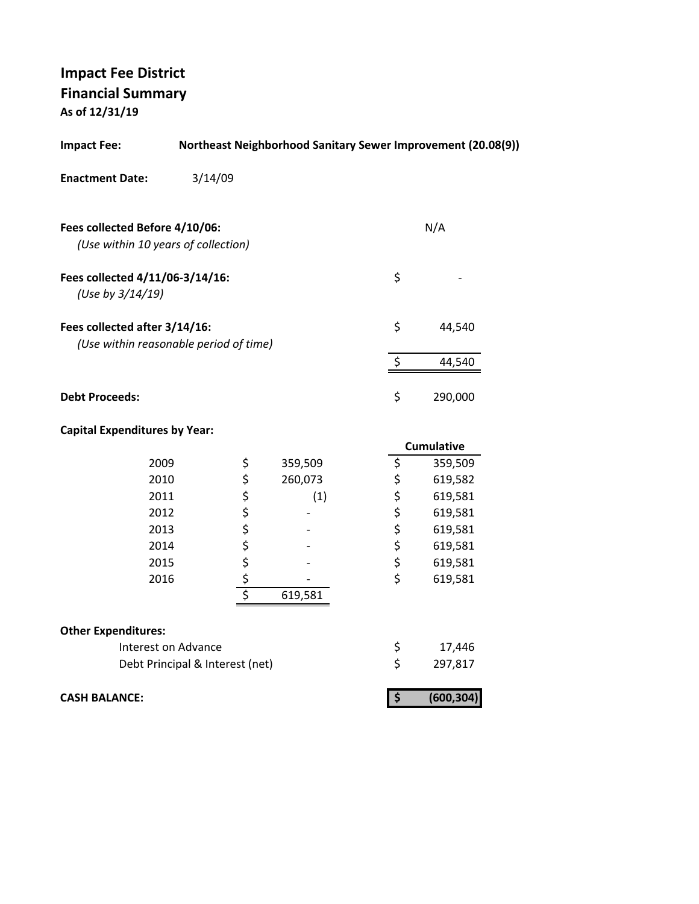# Impact Fee District
## Financial Summary
**As of 12/31/19**

**Impact Fee:** **Northeast Neighborhood Sanitary Sewer Improvement (20.08(9))**

**Enactment Date:** 3/14/09

| | |
|---|---|
| **Fees collected Before 4/10/06:** *(Use within 10 years of collection)* | N/A |
| **Fees collected 4/11/06-3/14/16:** *(Use by 3/14/19)* | $ - |
| **Fees collected after 3/14/16:** *(Use within reasonable period of time)* | $ 44,540 |
| | $ 44,540 |
| **Debt Proceeds:** | $ 290,000 |

**Capital Expenditures by Year:**

| Year | Amount | Cumulative |
|---|---|---|
| 2009 | $ 359,509 | $ 359,509 |
| 2010 | $ 260,073 | $ 619,582 |
| 2011 | $ (1) | $ 619,581 |
| 2012 | $ - | $ 619,581 |
| 2013 | $ - | $ 619,581 |
| 2014 | $ - | $ 619,581 |
| 2015 | $ - | $ 619,581 |
| 2016 | $ - | $ 619,581 |
| | $ 619,581 | |

**Other Expenditures:**

| | |
|---|---|
| Interest on Advance | $ 17,446 |
| Debt Principal & Interest (net) | $ 297,817 |

| | |
|---|---|
| **CASH BALANCE:** | **$ (600,304)** |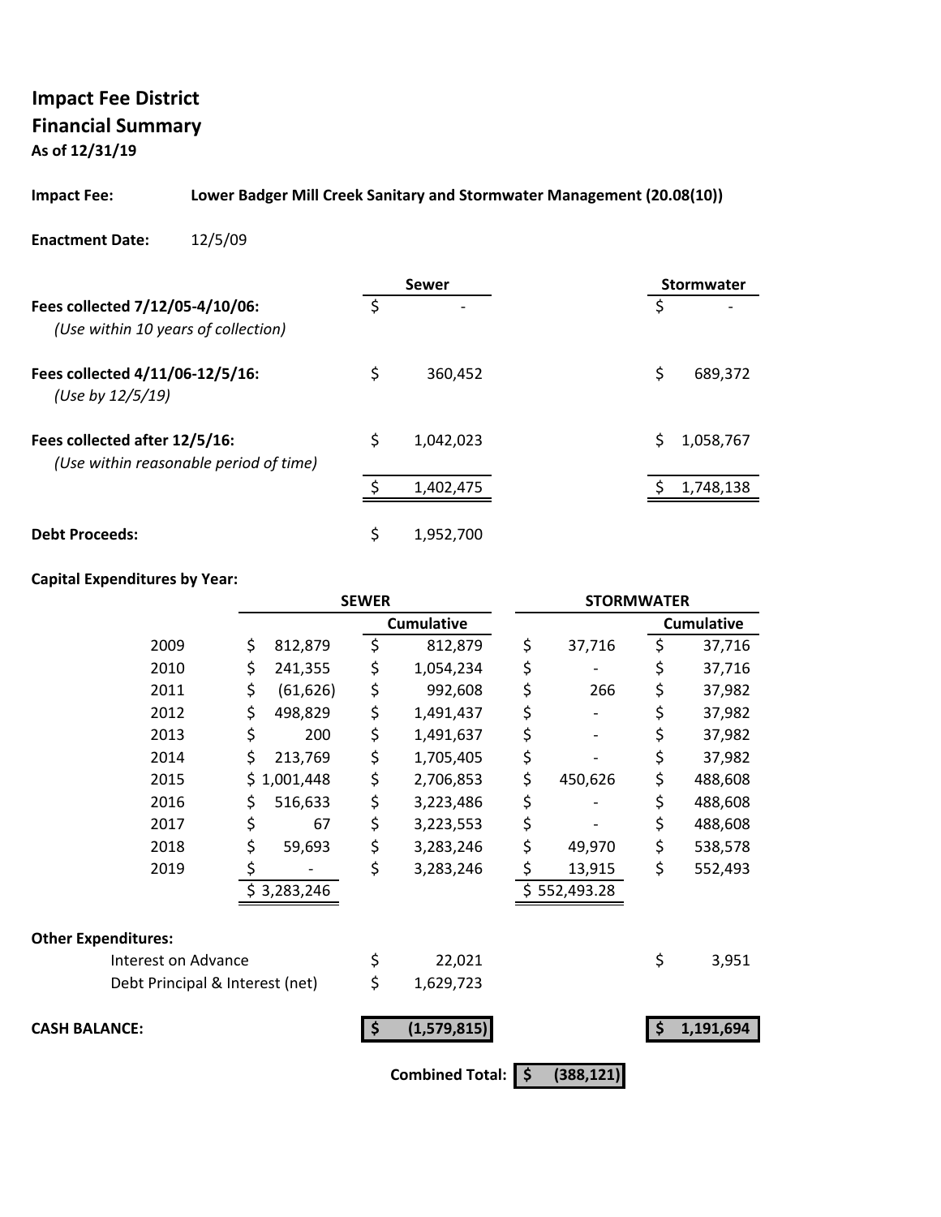# Impact Fee District
## Financial Summary
**As of 12/31/19**

**Impact Fee:** **Lower Badger Mill Creek Sanitary and Stormwater Management (20.08(10))**

**Enactment Date:** 12/5/09

| | Sewer | Stormwater |
|---|---|---|
| **Fees collected 7/12/05-4/10/06:** *(Use within 10 years of collection)* | $ - | $ - |
| **Fees collected 4/11/06-12/5/16:** *(Use by 12/5/19)* | $ 360,452 | $ 689,372 |
| **Fees collected after 12/5/16:** *(Use within reasonable period of time)* | $ 1,042,023 | $ 1,058,767 |
| | $ 1,402,475 | $ 1,748,138 |
| **Debt Proceeds:** | $ 1,952,700 | |

**Capital Expenditures by Year:**

| | SEWER | | STORMWATER | |
|---|---|---|---|---|
| | | Cumulative | | Cumulative |
| 2009 | $ 812,879 | $ 812,879 | $ 37,716 | $ 37,716 |
| 2010 | $ 241,355 | $ 1,054,234 | $ - | $ 37,716 |
| 2011 | $ (61,626) | $ 992,608 | $ 266 | $ 37,982 |
| 2012 | $ 498,829 | $ 1,491,437 | $ - | $ 37,982 |
| 2013 | $ 200 | $ 1,491,637 | $ - | $ 37,982 |
| 2014 | $ 213,769 | $ 1,705,405 | $ - | $ 37,982 |
| 2015 | $ 1,001,448 | $ 2,706,853 | $ 450,626 | $ 488,608 |
| 2016 | $ 516,633 | $ 3,223,486 | $ - | $ 488,608 |
| 2017 | $ 67 | $ 3,223,553 | $ - | $ 488,608 |
| 2018 | $ 59,693 | $ 3,283,246 | $ 49,970 | $ 538,578 |
| 2019 | $ - | $ 3,283,246 | $ 13,915 | $ 552,493 |
| | $ 3,283,246 | | $ 552,493.28 | |

**Other Expenditures:**

| | Sewer | Stormwater |
|---|---|---|
| Interest on Advance | $ 22,021 | $ 3,951 |
| Debt Principal & Interest (net) | $ 1,629,723 | |
| **CASH BALANCE:** | **$ (1,579,815)** | **$ 1,191,694** |

**Combined Total:** **$ (388,121)**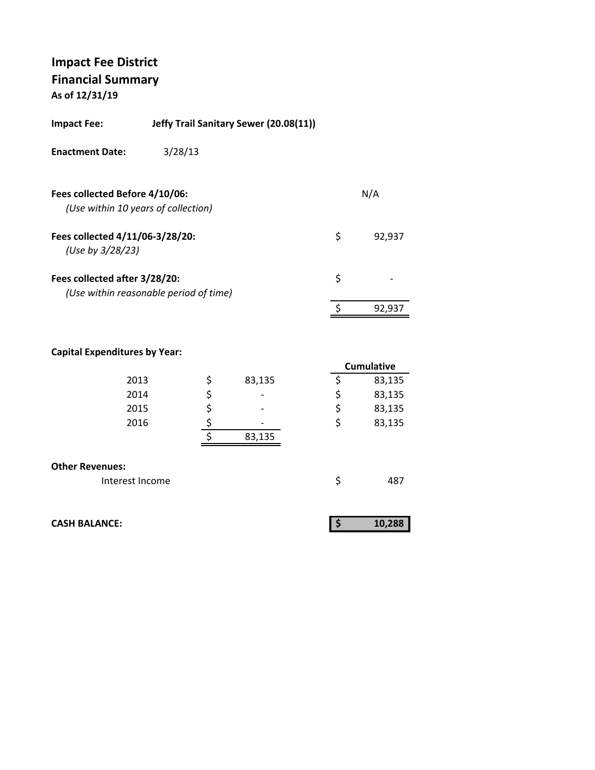# Impact Fee District
## Financial Summary
**As of 12/31/19**

**Impact Fee:** **Jeffy Trail Sanitary Sewer (20.08(11))**

**Enactment Date:** 3/28/13

| | | |
|---|---|---|
| **Fees collected Before 4/10/06:** *(Use within 10 years of collection)* | | N/A |
| **Fees collected 4/11/06-3/28/20:** *(Use by 3/28/23)* | $ | 92,937 |
| **Fees collected after 3/28/20:** *(Use within reasonable period of time)* | $ | - |
| | $ | 92,937 |

**Capital Expenditures by Year:**

| Year | | Amount | | Cumulative |
|---|---|---|---|---|
| 2013 | $ | 83,135 | $ | 83,135 |
| 2014 | $ | - | $ | 83,135 |
| 2015 | $ | - | $ | 83,135 |
| 2016 | $ | - | $ | 83,135 |
| | $ | 83,135 | | |

**Other Revenues:**

| | | |
|---|---|---|
| Interest Income | $ | 487 |

| | | |
|---|---|---|
| **CASH BALANCE:** | **$** | **10,288** |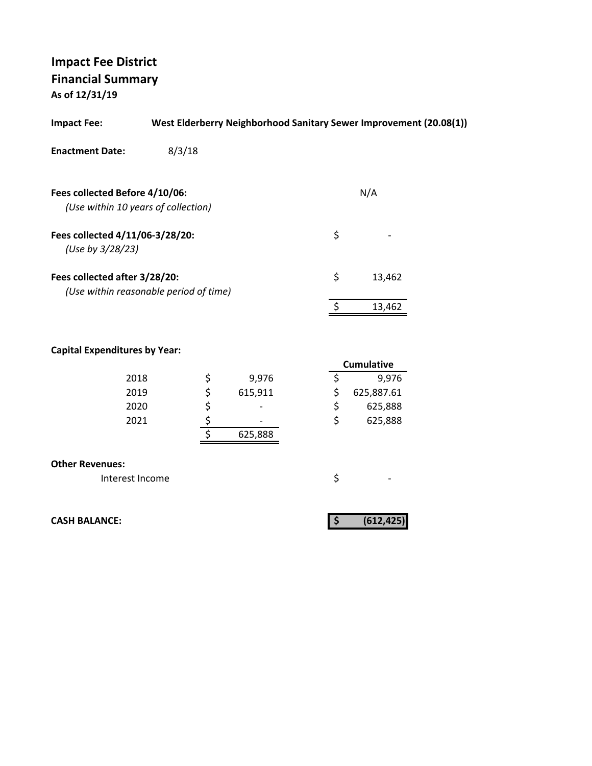# Impact Fee District
## Financial Summary
**As of 12/31/19**

**Impact Fee:** **West Elderberry Neighborhood Sanitary Sewer Improvement (20.08(1))**

**Enactment Date:** 8/3/18

| | |
|---|---|
| **Fees collected Before 4/10/06:** *(Use within 10 years of collection)* | N/A |
| **Fees collected 4/11/06-3/28/20:** *(Use by 3/28/23)* | $ - |
| **Fees collected after 3/28/20:** *(Use within reasonable period of time)* | $ 13,462 |
| | $ 13,462 |

**Capital Expenditures by Year:**

| Year | Amount | Cumulative |
|---|---|---|
| 2018 | $ 9,976 | $ 9,976 |
| 2019 | $ 615,911 | $ 625,887.61 |
| 2020 | $ - | $ 625,888 |
| 2021 | $ - | $ 625,888 |
| | $ 625,888 | |

**Other Revenues:**

| | |
|---|---|
| Interest Income | $ - |

**CASH BALANCE:** **$ (612,425)**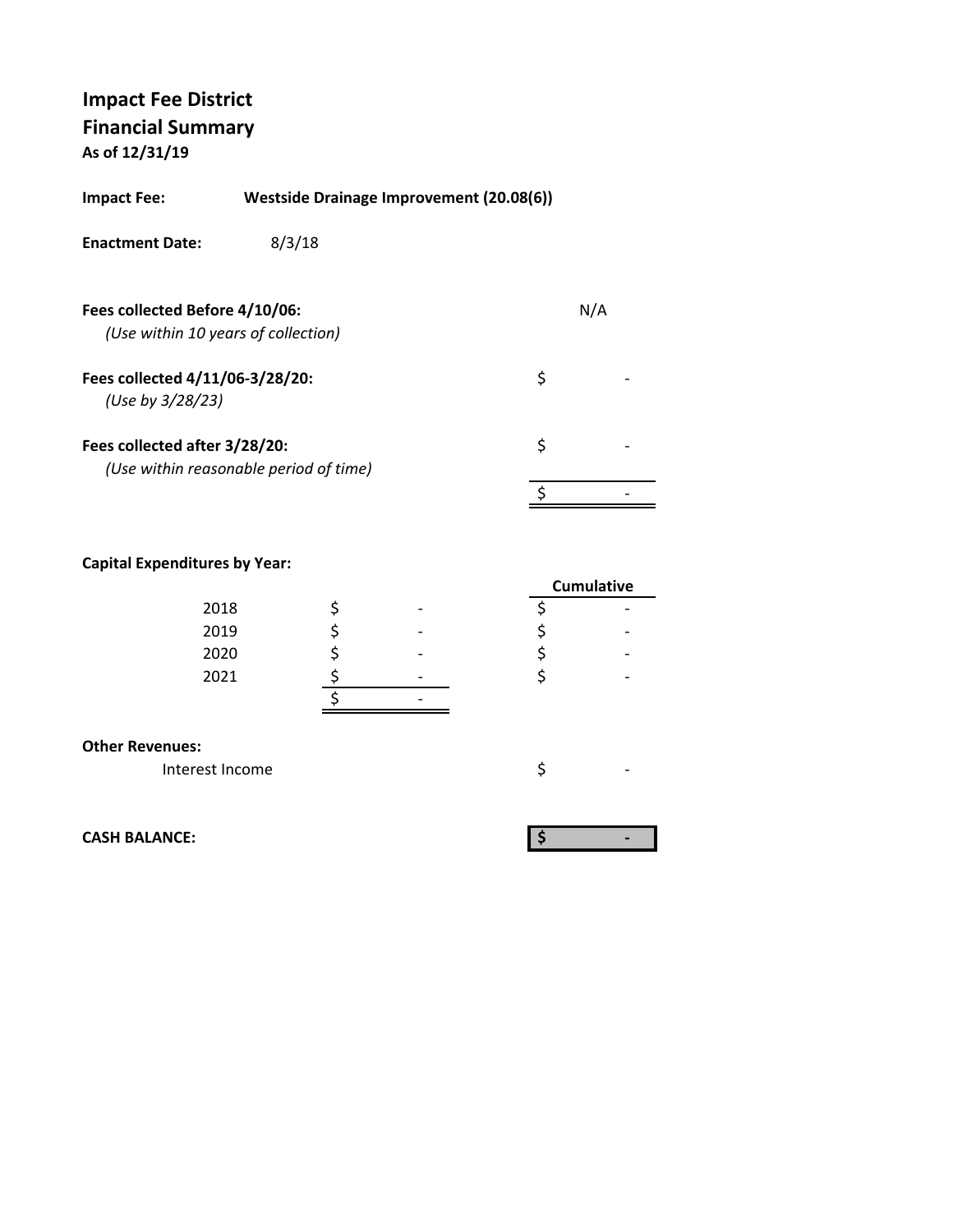# Impact Fee District
## Financial Summary
**As of 12/31/19**

**Impact Fee:** **Westside Drainage Improvement (20.08(6))**

**Enactment Date:** 8/3/18

| | |
|---|---|
| **Fees collected Before 4/10/06:** *(Use within 10 years of collection)* | N/A |
| **Fees collected 4/11/06-3/28/20:** *(Use by 3/28/23)* | $ - |
| **Fees collected after 3/28/20:** *(Use within reasonable period of time)* | $ - |
| | $ - |

**Capital Expenditures by Year:**

| | | Cumulative |
|---|---|---|
| 2018 | $ - | $ - |
| 2019 | $ - | $ - |
| 2020 | $ - | $ - |
| 2021 | $ - | $ - |
| | $ - | |

**Other Revenues:**

| | |
|---|---|
| Interest Income | $ - |

| | |
|---|---|
| **CASH BALANCE:** | **$ -** |